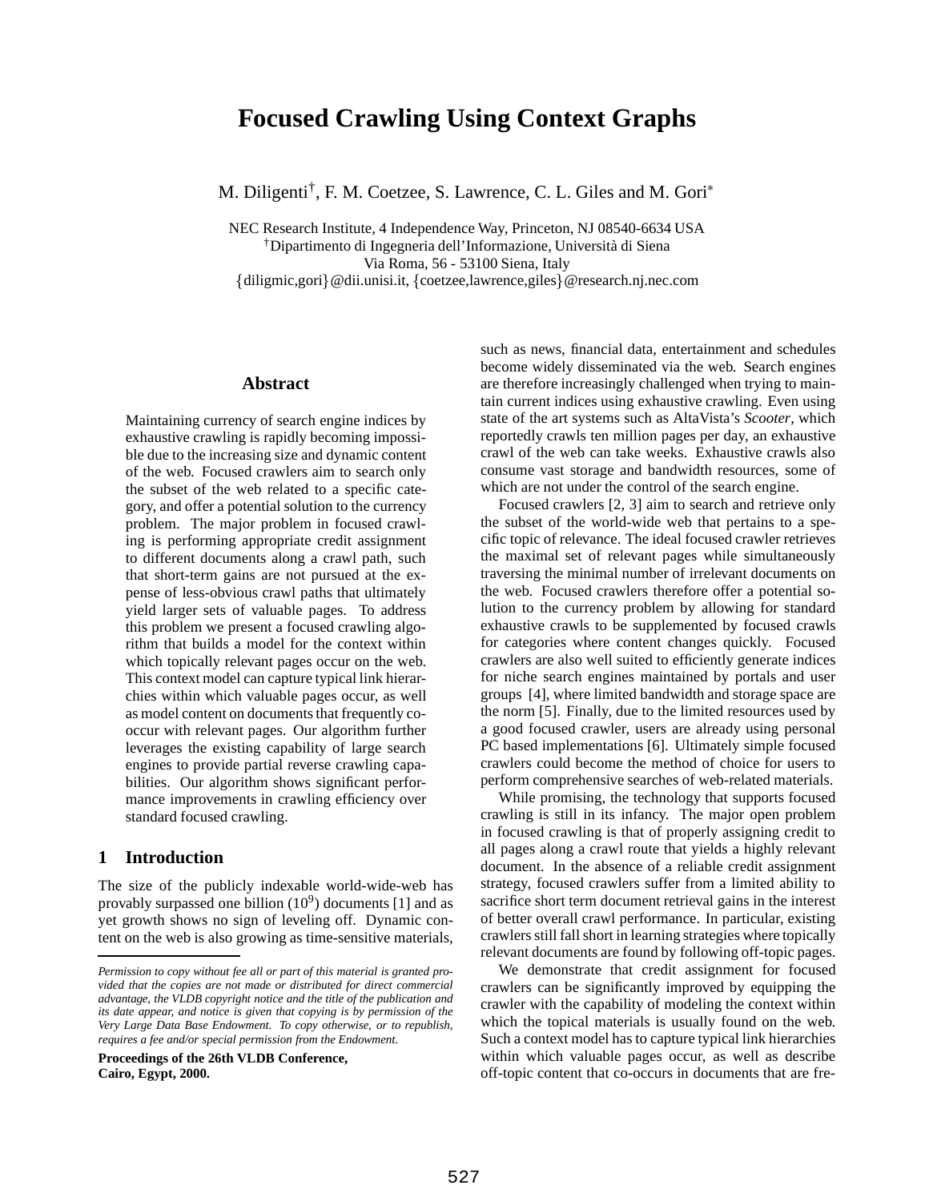# Focused Crawling Using Context Graphs

M. Diligenti[†], F. M. Coetzee, S. Lawrence, C. L. Giles and M. Gori[*]

NEC Research Institute, 4 Independence Way, Princeton, NJ 08540-6634 USA
[†]Dipartimento di Ingegneria dell'Informazione, Università di Siena
Via Roma, 56 - 53100 Siena, Italy
{diligmic,gori}@dii.unisi.it, {coetzee,lawrence,giles}@research.nj.nec.com

## Abstract

Maintaining currency of search engine indices by exhaustive crawling is rapidly becoming impossible due to the increasing size and dynamic content of the web. Focused crawlers aim to search only the subset of the web related to a specific category, and offer a potential solution to the currency problem. The major problem in focused crawling is performing appropriate credit assignment to different documents along a crawl path, such that short-term gains are not pursued at the expense of less-obvious crawl paths that ultimately yield larger sets of valuable pages. To address this problem we present a focused crawling algorithm that builds a model for the context within which topically relevant pages occur on the web. This context model can capture typical link hierarchies within which valuable pages occur, as well as model content on documents that frequently co-occur with relevant pages. Our algorithm further leverages the existing capability of large search engines to provide partial reverse crawling capabilities. Our algorithm shows significant performance improvements in crawling efficiency over standard focused crawling.

## 1 Introduction

The size of the publicly indexable world-wide-web has provably surpassed one billion ($10^9$) documents [1] and as yet growth shows no sign of leveling off. Dynamic content on the web is also growing as time-sensitive materials, such as news, financial data, entertainment and schedules become widely disseminated via the web. Search engines are therefore increasingly challenged when trying to maintain current indices using exhaustive crawling. Even using state of the art systems such as AltaVista's *Scooter*, which reportedly crawls ten million pages per day, an exhaustive crawl of the web can take weeks. Exhaustive crawls also consume vast storage and bandwidth resources, some of which are not under the control of the search engine.

Focused crawlers [2, 3] aim to search and retrieve only the subset of the world-wide web that pertains to a specific topic of relevance. The ideal focused crawler retrieves the maximal set of relevant pages while simultaneously traversing the minimal number of irrelevant documents on the web. Focused crawlers therefore offer a potential solution to the currency problem by allowing for standard exhaustive crawls to be supplemented by focused crawls for categories where content changes quickly. Focused crawlers are also well suited to efficiently generate indices for niche search engines maintained by portals and user groups [4], where limited bandwidth and storage space are the norm [5]. Finally, due to the limited resources used by a good focused crawler, users are already using personal PC based implementations [6]. Ultimately simple focused crawlers could become the method of choice for users to perform comprehensive searches of web-related materials.

While promising, the technology that supports focused crawling is still in its infancy. The major open problem in focused crawling is that of properly assigning credit to all pages along a crawl route that yields a highly relevant document. In the absence of a reliable credit assignment strategy, focused crawlers suffer from a limited ability to sacrifice short term document retrieval gains in the interest of better overall crawl performance. In particular, existing crawlers still fall short in learning strategies where topically relevant documents are found by following off-topic pages.

We demonstrate that credit assignment for focused crawlers can be significantly improved by equipping the crawler with the capability of modeling the context within which the topical materials is usually found on the web. Such a context model has to capture typical link hierarchies within which valuable pages occur, as well as describe off-topic content that co-occurs in documents that are fre-

*Permission to copy without fee all or part of this material is granted provided that the copies are not made or distributed for direct commercial advantage, the VLDB copyright notice and the title of the publication and its date appear, and notice is given that copying is by permission of the Very Large Data Base Endowment. To copy otherwise, or to republish, requires a fee and/or special permission from the Endowment.*

**Proceedings of the 26th VLDB Conference, Cairo, Egypt, 2000.**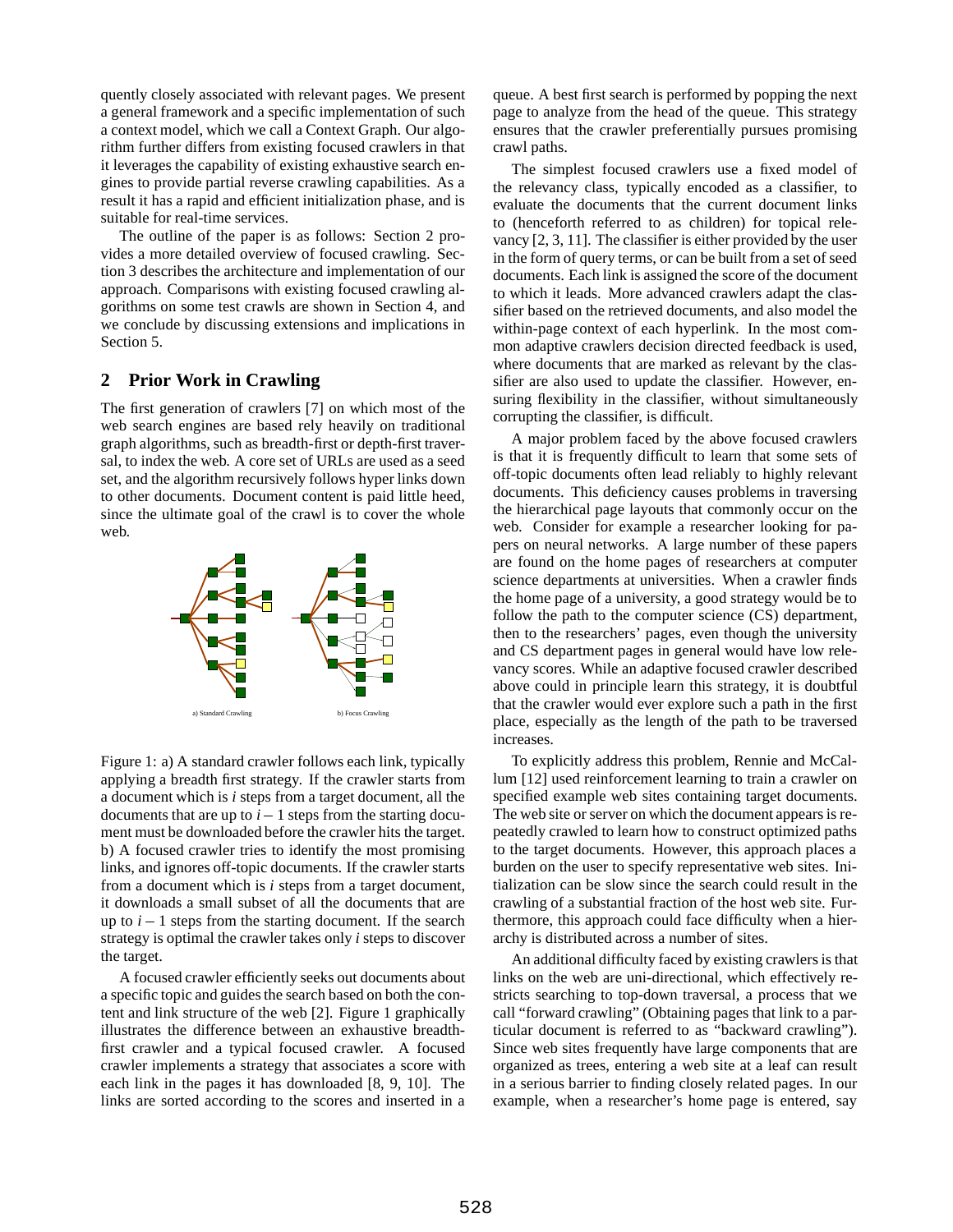quently closely associated with relevant pages. We present a general framework and a specific implementation of such a context model, which we call a Context Graph. Our algorithm further differs from existing focused crawlers in that it leverages the capability of existing exhaustive search engines to provide partial reverse crawling capabilities. As a result it has a rapid and efficient initialization phase, and is suitable for real-time services.

The outline of the paper is as follows: Section 2 provides a more detailed overview of focused crawling. Section 3 describes the architecture and implementation of our approach. Comparisons with existing focused crawling algorithms on some test crawls are shown in Section 4, and we conclude by discussing extensions and implications in Section 5.

## 2 Prior Work in Crawling

The first generation of crawlers [7] on which most of the web search engines are based rely heavily on traditional graph algorithms, such as breadth-first or depth-first traversal, to index the web. A core set of URLs are used as a seed set, and the algorithm recursively follows hyper links down to other documents. Document content is paid little heed, since the ultimate goal of the crawl is to cover the whole web.

a) Standard Crawling b) Focus Crawling

Figure 1: a) A standard crawler follows each link, typically applying a breadth first strategy. If the crawler starts from a document which is $i$ steps from a target document, all the documents that are up to $i-1$ steps from the starting document must be downloaded before the crawler hits the target. b) A focused crawler tries to identify the most promising links, and ignores off-topic documents. If the crawler starts from a document which is $i$ steps from a target document, it downloads a small subset of all the documents that are up to $i-1$ steps from the starting document. If the search strategy is optimal the crawler takes only $i$ steps to discover the target.

A focused crawler efficiently seeks out documents about a specific topic and guides the search based on both the content and link structure of the web [2]. Figure 1 graphically illustrates the difference between an exhaustive breadth-first crawler and a typical focused crawler. A focused crawler implements a strategy that associates a score with each link in the pages it has downloaded [8, 9, 10]. The links are sorted according to the scores and inserted in a queue. A best first search is performed by popping the next page to analyze from the head of the queue. This strategy ensures that the crawler preferentially pursues promising crawl paths.

The simplest focused crawlers use a fixed model of the relevancy class, typically encoded as a classifier, to evaluate the documents that the current document links to (henceforth referred to as children) for topical relevancy [2, 3, 11]. The classifier is either provided by the user in the form of query terms, or can be built from a set of seed documents. Each link is assigned the score of the document to which it leads. More advanced crawlers adapt the classifier based on the retrieved documents, and also model the within-page context of each hyperlink. In the most common adaptive crawlers decision directed feedback is used, where documents that are marked as relevant by the classifier are also used to update the classifier. However, ensuring flexibility in the classifier, without simultaneously corrupting the classifier, is difficult.

A major problem faced by the above focused crawlers is that it is frequently difficult to learn that some sets of off-topic documents often lead reliably to highly relevant documents. This deficiency causes problems in traversing the hierarchical page layouts that commonly occur on the web. Consider for example a researcher looking for papers on neural networks. A large number of these papers are found on the home pages of researchers at computer science departments at universities. When a crawler finds the home page of a university, a good strategy would be to follow the path to the computer science (CS) department, then to the researchers' pages, even though the university and CS department pages in general would have low relevancy scores. While an adaptive focused crawler described above could in principle learn this strategy, it is doubtful that the crawler would ever explore such a path in the first place, especially as the length of the path to be traversed increases.

To explicitly address this problem, Rennie and McCallum [12] used reinforcement learning to train a crawler on specified example web sites containing target documents. The web site or server on which the document appears is repeatedly crawled to learn how to construct optimized paths to the target documents. However, this approach places a burden on the user to specify representative web sites. Initialization can be slow since the search could result in the crawling of a substantial fraction of the host web site. Furthermore, this approach could face difficulty when a hierarchy is distributed across a number of sites.

An additional difficulty faced by existing crawlers is that links on the web are uni-directional, which effectively restricts searching to top-down traversal, a process that we call "forward crawling" (Obtaining pages that link to a particular document is referred to as "backward crawling"). Since web sites frequently have large components that are organized as trees, entering a web site at a leaf can result in a serious barrier to finding closely related pages. In our example, when a researcher's home page is entered, say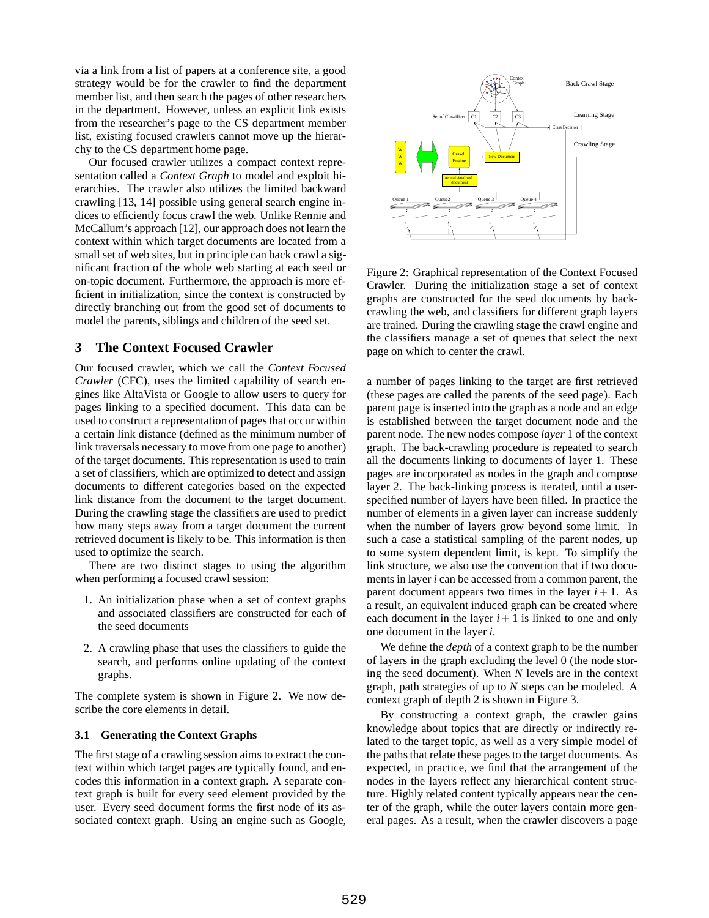via a link from a list of papers at a conference site, a good strategy would be for the crawler to find the department member list, and then search the pages of other researchers in the department. However, unless an explicit link exists from the researcher's page to the CS department member list, existing focused crawlers cannot move up the hierarchy to the CS department home page.

Our focused crawler utilizes a compact context representation called a *Context Graph* to model and exploit hierarchies. The crawler also utilizes the limited backward crawling [13, 14] possible using general search engine indices to efficiently focus crawl the web. Unlike Rennie and McCallum's approach [12], our approach does not learn the context within which target documents are located from a small set of web sites, but in principle can back crawl a significant fraction of the whole web starting at each seed or on-topic document. Furthermore, the approach is more efficient in initialization, since the context is constructed by directly branching out from the good set of documents to model the parents, siblings and children of the seed set.

## 3 The Context Focused Crawler

Our focused crawler, which we call the *Context Focused Crawler* (CFC), uses the limited capability of search engines like AltaVista or Google to allow users to query for pages linking to a specified document. This data can be used to construct a representation of pages that occur within a certain link distance (defined as the minimum number of link traversals necessary to move from one page to another) of the target documents. This representation is used to train a set of classifiers, which are optimized to detect and assign documents to different categories based on the expected link distance from the document to the target document. During the crawling stage the classifiers are used to predict how many steps away from a target document the current retrieved document is likely to be. This information is then used to optimize the search.

There are two distinct stages to using the algorithm when performing a focused crawl session:

1. An initialization phase when a set of context graphs and associated classifiers are constructed for each of the seed documents
2. A crawling phase that uses the classifiers to guide the search, and performs online updating of the context graphs.

The complete system is shown in Figure 2. We now describe the core elements in detail.

### 3.1 Generating the Context Graphs

The first stage of a crawling session aims to extract the context within which target pages are typically found, and encodes this information in a context graph. A separate context graph is built for every seed element provided by the user. Every seed document forms the first node of its associated context graph. Using an engine such as Google,

Figure 2: Graphical representation of the Context Focused Crawler. During the initialization stage a set of context graphs are constructed for the seed documents by back-crawling the web, and classifiers for different graph layers are trained. During the crawling stage the crawl engine and the classifiers manage a set of queues that select the next page on which to center the crawl.

a number of pages linking to the target are first retrieved (these pages are called the parents of the seed page). Each parent page is inserted into the graph as a node and an edge is established between the target document node and the parent node. The new nodes compose *layer* 1 of the context graph. The back-crawling procedure is repeated to search all the documents linking to documents of layer 1. These pages are incorporated as nodes in the graph and compose layer 2. The back-linking process is iterated, until a user-specified number of layers have been filled. In practice the number of elements in a given layer can increase suddenly when the number of layers grow beyond some limit. In such a case a statistical sampling of the parent nodes, up to some system dependent limit, is kept. To simplify the link structure, we also use the convention that if two documents in layer $i$ can be accessed from a common parent, the parent document appears two times in the layer $i+1$. As a result, an equivalent induced graph can be created where each document in the layer $i+1$ is linked to one and only one document in the layer $i$.

We define the *depth* of a context graph to be the number of layers in the graph excluding the level 0 (the node storing the seed document). When $N$ levels are in the context graph, path strategies of up to $N$ steps can be modeled. A context graph of depth 2 is shown in Figure 3.

By constructing a context graph, the crawler gains knowledge about topics that are directly or indirectly related to the target topic, as well as a very simple model of the paths that relate these pages to the target documents. As expected, in practice, we find that the arrangement of the nodes in the layers reflect any hierarchical content structure. Highly related content typically appears near the center of the graph, while the outer layers contain more general pages. As a result, when the crawler discovers a page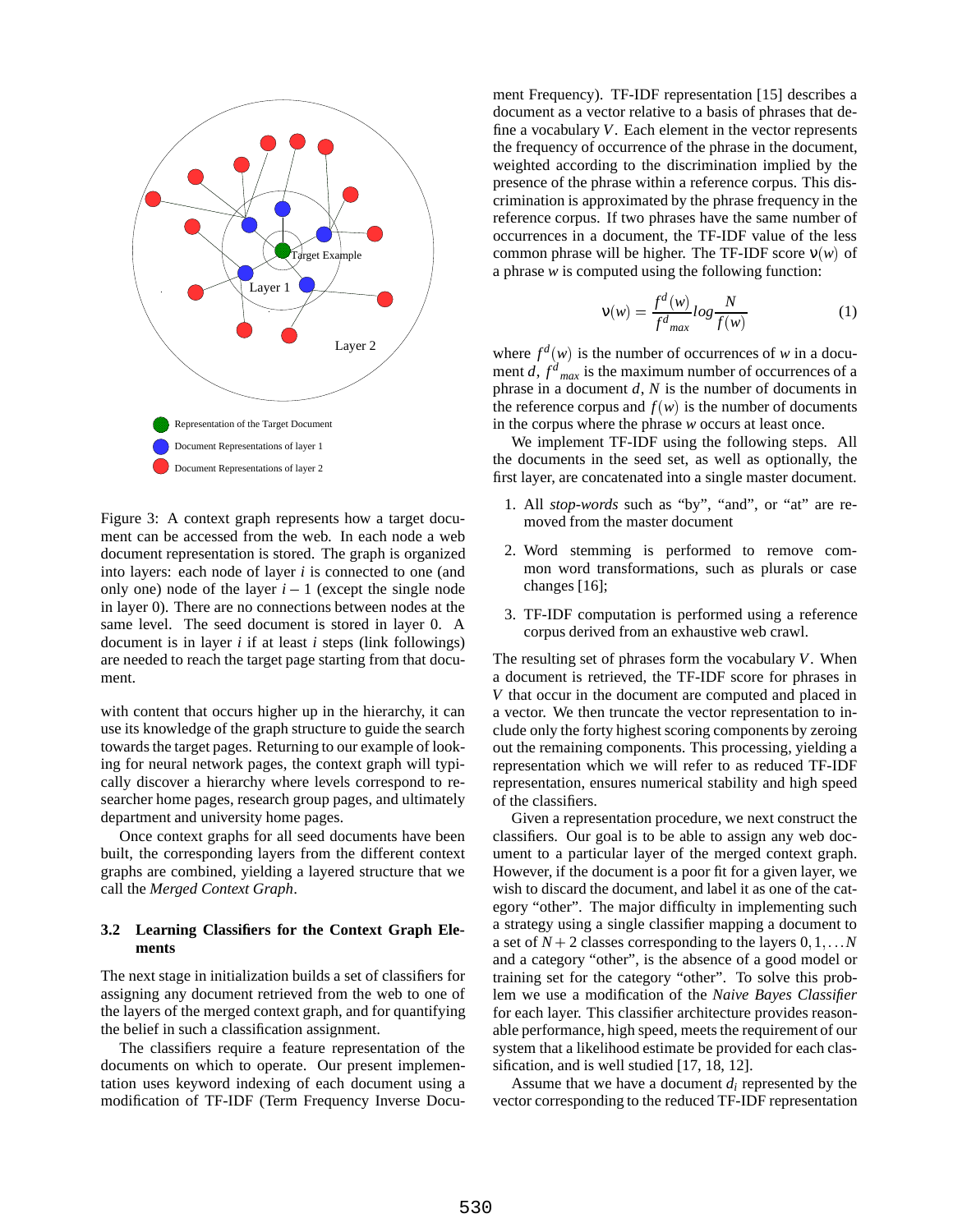Figure 3: A context graph represents how a target document can be accessed from the web. In each node a web document representation is stored. The graph is organized into layers: each node of layer $i$ is connected to one (and only one) node of the layer $i-1$ (except the single node in layer 0). There are no connections between nodes at the same level. The seed document is stored in layer 0. A document is in layer $i$ if at least $i$ steps (link followings) are needed to reach the target page starting from that document.

with content that occurs higher up in the hierarchy, it can use its knowledge of the graph structure to guide the search towards the target pages. Returning to our example of looking for neural network pages, the context graph will typically discover a hierarchy where levels correspond to researcher home pages, research group pages, and ultimately department and university home pages.

Once context graphs for all seed documents have been built, the corresponding layers from the different context graphs are combined, yielding a layered structure that we call the *Merged Context Graph*.

### 3.2 Learning Classifiers for the Context Graph Elements

The next stage in initialization builds a set of classifiers for assigning any document retrieved from the web to one of the layers of the merged context graph, and for quantifying the belief in such a classification assignment.

The classifiers require a feature representation of the documents on which to operate. Our present implementation uses keyword indexing of each document using a modification of TF-IDF (Term Frequency Inverse Document Frequency). TF-IDF representation [15] describes a document as a vector relative to a basis of phrases that define a vocabulary $V$. Each element in the vector represents the frequency of occurrence of the phrase in the document, weighted according to the discrimination implied by the presence of the phrase within a reference corpus. This discrimination is approximated by the phrase frequency in the reference corpus. If two phrases have the same number of occurrences in a document, the TF-IDF value of the less common phrase will be higher. The TF-IDF score $\nu(w)$ of a phrase $w$ is computed using the following function:

$$\nu(w) = \frac{f^d(w)}{f^d{}_{max}} log \frac{N}{f(w)} \tag{1}$$

where $f^d(w)$ is the number of occurrences of $w$ in a document $d$, $f^d{}_{max}$ is the maximum number of occurrences of a phrase in a document $d$, $N$ is the number of documents in the reference corpus and $f(w)$ is the number of documents in the corpus where the phrase $w$ occurs at least once.

We implement TF-IDF using the following steps. All the documents in the seed set, as well as optionally, the first layer, are concatenated into a single master document.

1. All *stop-words* such as "by", "and", or "at" are removed from the master document
2. Word stemming is performed to remove common word transformations, such as plurals or case changes [16];
3. TF-IDF computation is performed using a reference corpus derived from an exhaustive web crawl.

The resulting set of phrases form the vocabulary $V$. When a document is retrieved, the TF-IDF score for phrases in $V$ that occur in the document are computed and placed in a vector. We then truncate the vector representation to include only the forty highest scoring components by zeroing out the remaining components. This processing, yielding a representation which we will refer to as reduced TF-IDF representation, ensures numerical stability and high speed of the classifiers.

Given a representation procedure, we next construct the classifiers. Our goal is to be able to assign any web document to a particular layer of the merged context graph. However, if the document is a poor fit for a given layer, we wish to discard the document, and label it as one of the category "other". The major difficulty in implementing such a strategy using a single classifier mapping a document to a set of $N+2$ classes corresponding to the layers $0, 1, \ldots N$ and a category "other", is the absence of a good model or training set for the category "other". To solve this problem we use a modification of the *Naive Bayes Classifier* for each layer. This classifier architecture provides reasonable performance, high speed, meets the requirement of our system that a likelihood estimate be provided for each classification, and is well studied [17, 18, 12].

Assume that we have a document $d_i$ represented by the vector corresponding to the reduced TF-IDF representation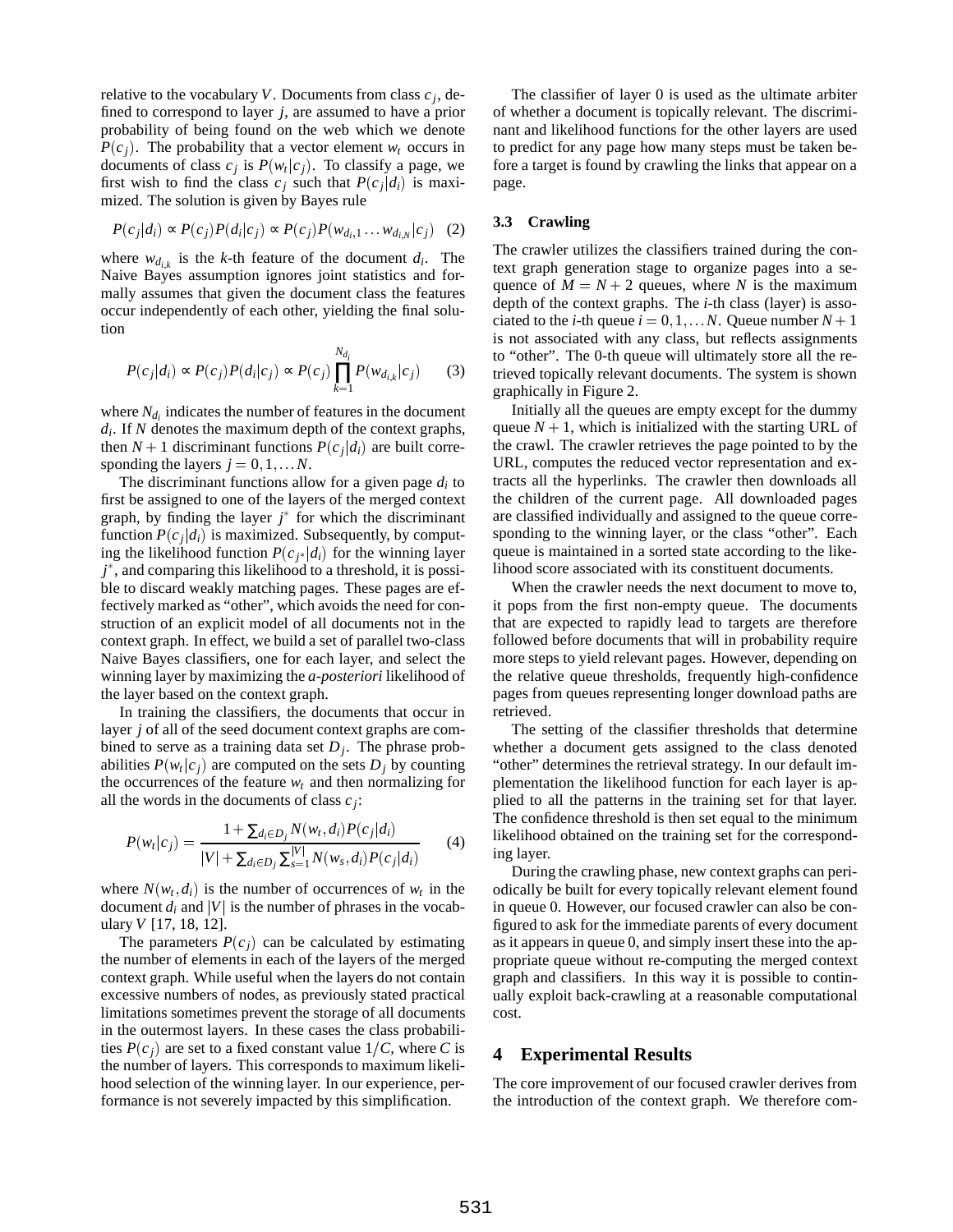relative to the vocabulary $V$. Documents from class $c_j$, defined to correspond to layer $j$, are assumed to have a prior probability of being found on the web which we denote $P(c_j)$. The probability that a vector element $w_t$ occurs in documents of class $c_j$ is $P(w_t|c_j)$. To classify a page, we first wish to find the class $c_j$ such that $P(c_j|d_i)$ is maximized. The solution is given by Bayes rule

$$P(c_j|d_i) \propto P(c_j)P(d_i|c_j) \propto P(c_j)P(w_{d_i,1} \ldots w_{d_i,N}|c_j) \quad (2)$$

where $w_{d_i,k}$ is the $k$-th feature of the document $d_i$. The Naive Bayes assumption ignores joint statistics and formally assumes that given the document class the features occur independently of each other, yielding the final solution

$$P(c_j|d_i) \propto P(c_j)P(d_i|c_j) \propto P(c_j)\prod_{k=1}^{N_{d_i}} P(w_{d_{i,k}}|c_j) \qquad (3)$$

where $N_{d_i}$ indicates the number of features in the document $d_i$. If $N$ denotes the maximum depth of the context graphs, then $N+1$ discriminant functions $P(c_j|d_i)$ are built corresponding the layers $j = 0, 1, \ldots N$.

The discriminant functions allow for a given page $d_i$ to first be assigned to one of the layers of the merged context graph, by finding the layer $j^*$ for which the discriminant function $P(c_j|d_i)$ is maximized. Subsequently, by computing the likelihood function $P(c_{j^*}|d_i)$ for the winning layer $j^*$, and comparing this likelihood to a threshold, it is possible to discard weakly matching pages. These pages are effectively marked as "other", which avoids the need for construction of an explicit model of all documents not in the context graph. In effect, we build a set of parallel two-class Naive Bayes classifiers, one for each layer, and select the winning layer by maximizing the *a-posteriori* likelihood of the layer based on the context graph.

In training the classifiers, the documents that occur in layer $j$ of all of the seed document context graphs are combined to serve as a training data set $D_j$. The phrase probabilities $P(w_t|c_j)$ are computed on the sets $D_j$ by counting the occurrences of the feature $w_t$ and then normalizing for all the words in the documents of class $c_j$:

$$P(w_t|c_j) = \frac{1 + \sum_{d_i \in D_j} N(w_t, d_i)P(c_j|d_i)}{|V| + \sum_{d_i \in D_j} \sum_{s=1}^{|V|} N(w_s, d_i)P(c_j|d_i)} \qquad (4)$$

where $N(w_t, d_i)$ is the number of occurrences of $w_t$ in the document $d_i$ and $|V|$ is the number of phrases in the vocabulary $V$ [17, 18, 12].

The parameters $P(c_j)$ can be calculated by estimating the number of elements in each of the layers of the merged context graph. While useful when the layers do not contain excessive numbers of nodes, as previously stated practical limitations sometimes prevent the storage of all documents in the outermost layers. In these cases the class probabilities $P(c_j)$ are set to a fixed constant value $1/C$, where $C$ is the number of layers. This corresponds to maximum likelihood selection of the winning layer. In our experience, performance is not severely impacted by this simplification.

The classifier of layer 0 is used as the ultimate arbiter of whether a document is topically relevant. The discriminant and likelihood functions for the other layers are used to predict for any page how many steps must be taken before a target is found by crawling the links that appear on a page.

### 3.3 Crawling

The crawler utilizes the classifiers trained during the context graph generation stage to organize pages into a sequence of $M = N + 2$ queues, where $N$ is the maximum depth of the context graphs. The $i$-th class (layer) is associated to the $i$-th queue $i = 0, 1, \ldots N$. Queue number $N+1$ is not associated with any class, but reflects assignments to "other". The 0-th queue will ultimately store all the retrieved topically relevant documents. The system is shown graphically in Figure 2.

Initially all the queues are empty except for the dummy queue $N+1$, which is initialized with the starting URL of the crawl. The crawler retrieves the page pointed to by the URL, computes the reduced vector representation and extracts all the hyperlinks. The crawler then downloads all the children of the current page. All downloaded pages are classified individually and assigned to the queue corresponding to the winning layer, or the class "other". Each queue is maintained in a sorted state according to the likelihood score associated with its constituent documents.

When the crawler needs the next document to move to, it pops from the first non-empty queue. The documents that are expected to rapidly lead to targets are therefore followed before documents that will in probability require more steps to yield relevant pages. However, depending on the relative queue thresholds, frequently high-confidence pages from queues representing longer download paths are retrieved.

The setting of the classifier thresholds that determine whether a document gets assigned to the class denoted "other" determines the retrieval strategy. In our default implementation the likelihood function for each layer is applied to all the patterns in the training set for that layer. The confidence threshold is then set equal to the minimum likelihood obtained on the training set for the corresponding layer.

During the crawling phase, new context graphs can periodically be built for every topically relevant element found in queue 0. However, our focused crawler can also be configured to ask for the immediate parents of every document as it appears in queue 0, and simply insert these into the appropriate queue without re-computing the merged context graph and classifiers. In this way it is possible to continually exploit back-crawling at a reasonable computational cost.

## 4 Experimental Results

The core improvement of our focused crawler derives from the introduction of the context graph. We therefore com-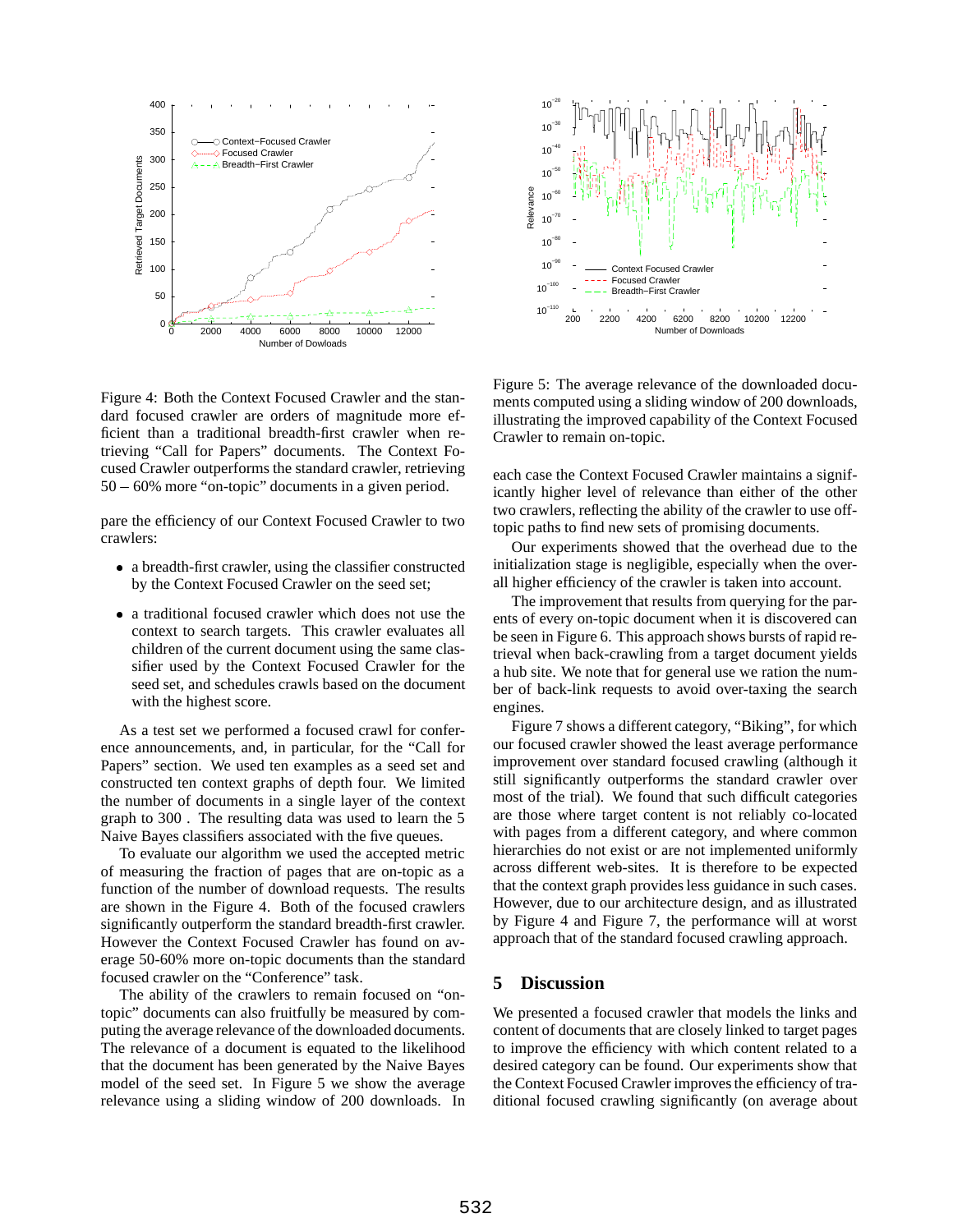Figure 4: Both the Context Focused Crawler and the standard focused crawler are orders of magnitude more efficient than a traditional breadth-first crawler when retrieving "Call for Papers" documents. The Context Focused Crawler outperforms the standard crawler, retrieving 50 – 60% more "on-topic" documents in a given period.

pare the efficiency of our Context Focused Crawler to two crawlers:

- a breadth-first crawler, using the classifier constructed by the Context Focused Crawler on the seed set;
- a traditional focused crawler which does not use the context to search targets. This crawler evaluates all children of the current document using the same classifier used by the Context Focused Crawler for the seed set, and schedules crawls based on the document with the highest score.

As a test set we performed a focused crawl for conference announcements, and, in particular, for the "Call for Papers" section. We used ten examples as a seed set and constructed ten context graphs of depth four. We limited the number of documents in a single layer of the context graph to 300 . The resulting data was used to learn the 5 Naive Bayes classifiers associated with the five queues.

To evaluate our algorithm we used the accepted metric of measuring the fraction of pages that are on-topic as a function of the number of download requests. The results are shown in the Figure 4. Both of the focused crawlers significantly outperform the standard breadth-first crawler. However the Context Focused Crawler has found on average 50-60% more on-topic documents than the standard focused crawler on the "Conference" task.

The ability of the crawlers to remain focused on "on-topic" documents can also fruitfully be measured by computing the average relevance of the downloaded documents. The relevance of a document is equated to the likelihood that the document has been generated by the Naive Bayes model of the seed set. In Figure 5 we show the average relevance using a sliding window of 200 downloads. In each case the Context Focused Crawler maintains a significantly higher level of relevance than either of the other two crawlers, reflecting the ability of the crawler to use off-topic paths to find new sets of promising documents.

Figure 5: The average relevance of the downloaded documents computed using a sliding window of 200 downloads, illustrating the improved capability of the Context Focused Crawler to remain on-topic.

Our experiments showed that the overhead due to the initialization stage is negligible, especially when the overall higher efficiency of the crawler is taken into account.

The improvement that results from querying for the parents of every on-topic document when it is discovered can be seen in Figure 6. This approach shows bursts of rapid retrieval when back-crawling from a target document yields a hub site. We note that for general use we ration the number of back-link requests to avoid over-taxing the search engines.

Figure 7 shows a different category, "Biking", for which our focused crawler showed the least average performance improvement over standard focused crawling (although it still significantly outperforms the standard crawler over most of the trial). We found that such difficult categories are those where target content is not reliably co-located with pages from a different category, and where common hierarchies do not exist or are not implemented uniformly across different web-sites. It is therefore to be expected that the context graph provides less guidance in such cases. However, due to our architecture design, and as illustrated by Figure 4 and Figure 7, the performance will at worst approach that of the standard focused crawling approach.

## 5 Discussion

We presented a focused crawler that models the links and content of documents that are closely linked to target pages to improve the efficiency with which content related to a desired category can be found. Our experiments show that the Context Focused Crawler improves the efficiency of traditional focused crawling significantly (on average about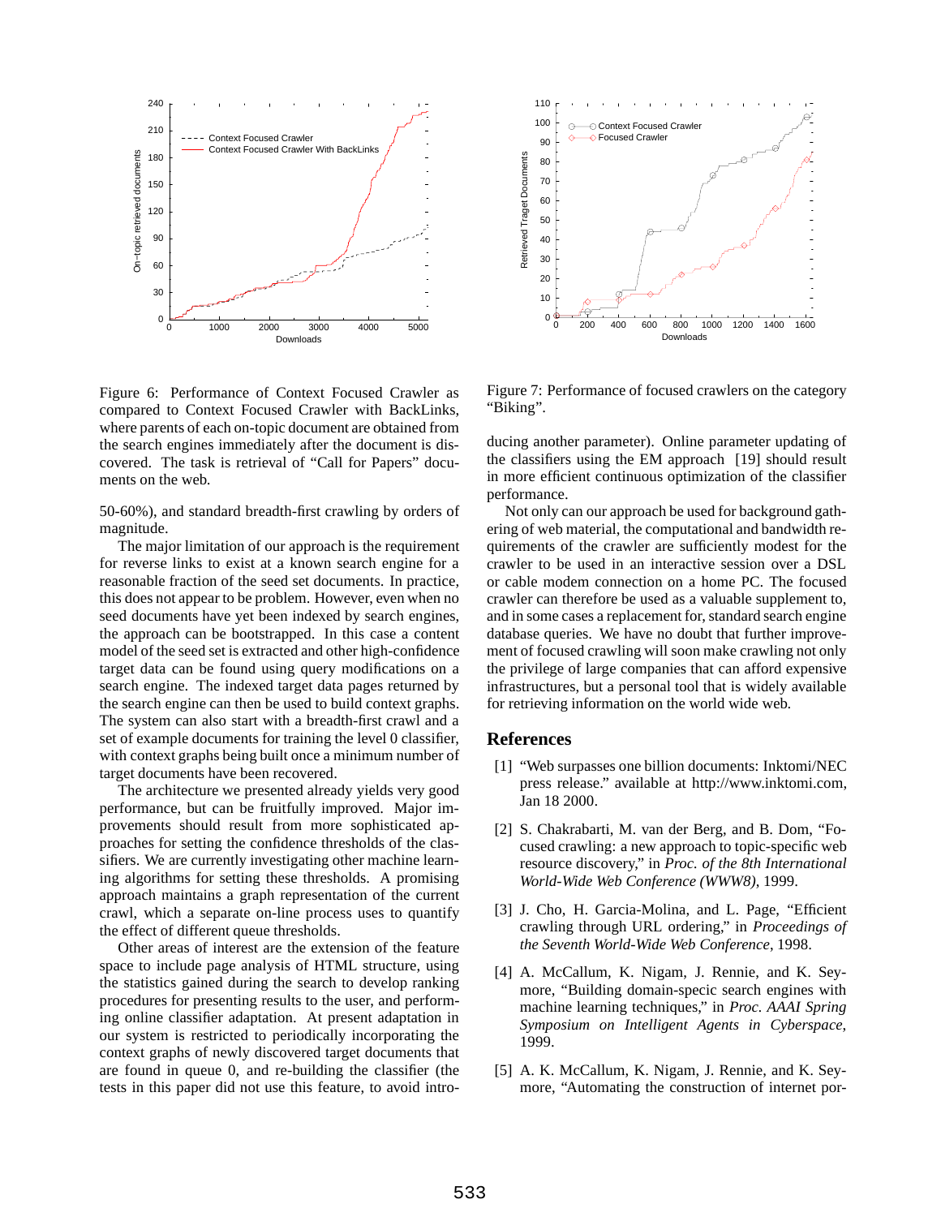Figure 6: Performance of Context Focused Crawler as compared to Context Focused Crawler with BackLinks, where parents of each on-topic document are obtained from the search engines immediately after the document is discovered. The task is retrieval of "Call for Papers" documents on the web.

Figure 7: Performance of focused crawlers on the category "Biking".

50-60%), and standard breadth-first crawling by orders of magnitude.

The major limitation of our approach is the requirement for reverse links to exist at a known search engine for a reasonable fraction of the seed set documents. In practice, this does not appear to be problem. However, even when no seed documents have yet been indexed by search engines, the approach can be bootstrapped. In this case a content model of the seed set is extracted and other high-confidence target data can be found using query modifications on a search engine. The indexed target data pages returned by the search engine can then be used to build context graphs. The system can also start with a breadth-first crawl and a set of example documents for training the level 0 classifier, with context graphs being built once a minimum number of target documents have been recovered.

The architecture we presented already yields very good performance, but can be fruitfully improved. Major improvements should result from more sophisticated approaches for setting the confidence thresholds of the classifiers. We are currently investigating other machine learning algorithms for setting these thresholds. A promising approach maintains a graph representation of the current crawl, which a separate on-line process uses to quantify the effect of different queue thresholds.

Other areas of interest are the extension of the feature space to include page analysis of HTML structure, using the statistics gained during the search to develop ranking procedures for presenting results to the user, and performing online classifier adaptation. At present adaptation in our system is restricted to periodically incorporating the context graphs of newly discovered target documents that are found in queue 0, and re-building the classifier (the tests in this paper did not use this feature, to avoid introducing another parameter). Online parameter updating of the classifiers using the EM approach [19] should result in more efficient continuous optimization of the classifier performance.

Not only can our approach be used for background gathering of web material, the computational and bandwidth requirements of the crawler are sufficiently modest for the crawler to be used in an interactive session over a DSL or cable modem connection on a home PC. The focused crawler can therefore be used as a valuable supplement to, and in some cases a replacement for, standard search engine database queries. We have no doubt that further improvement of focused crawling will soon make crawling not only the privilege of large companies that can afford expensive infrastructures, but a personal tool that is widely available for retrieving information on the world wide web.

## References

[1] "Web surpasses one billion documents: Inktomi/NEC press release." available at http://www.inktomi.com, Jan 18 2000.

[2] S. Chakrabarti, M. van der Berg, and B. Dom, "Focused crawling: a new approach to topic-specific web resource discovery," in *Proc. of the 8th International World-Wide Web Conference (WWW8)*, 1999.

[3] J. Cho, H. Garcia-Molina, and L. Page, "Efficient crawling through URL ordering," in *Proceedings of the Seventh World-Wide Web Conference*, 1998.

[4] A. McCallum, K. Nigam, J. Rennie, and K. Seymore, "Building domain-specic search engines with machine learning techniques," in *Proc. AAAI Spring Symposium on Intelligent Agents in Cyberspace*, 1999.

[5] A. K. McCallum, K. Nigam, J. Rennie, and K. Seymore, "Automating the construction of internet por-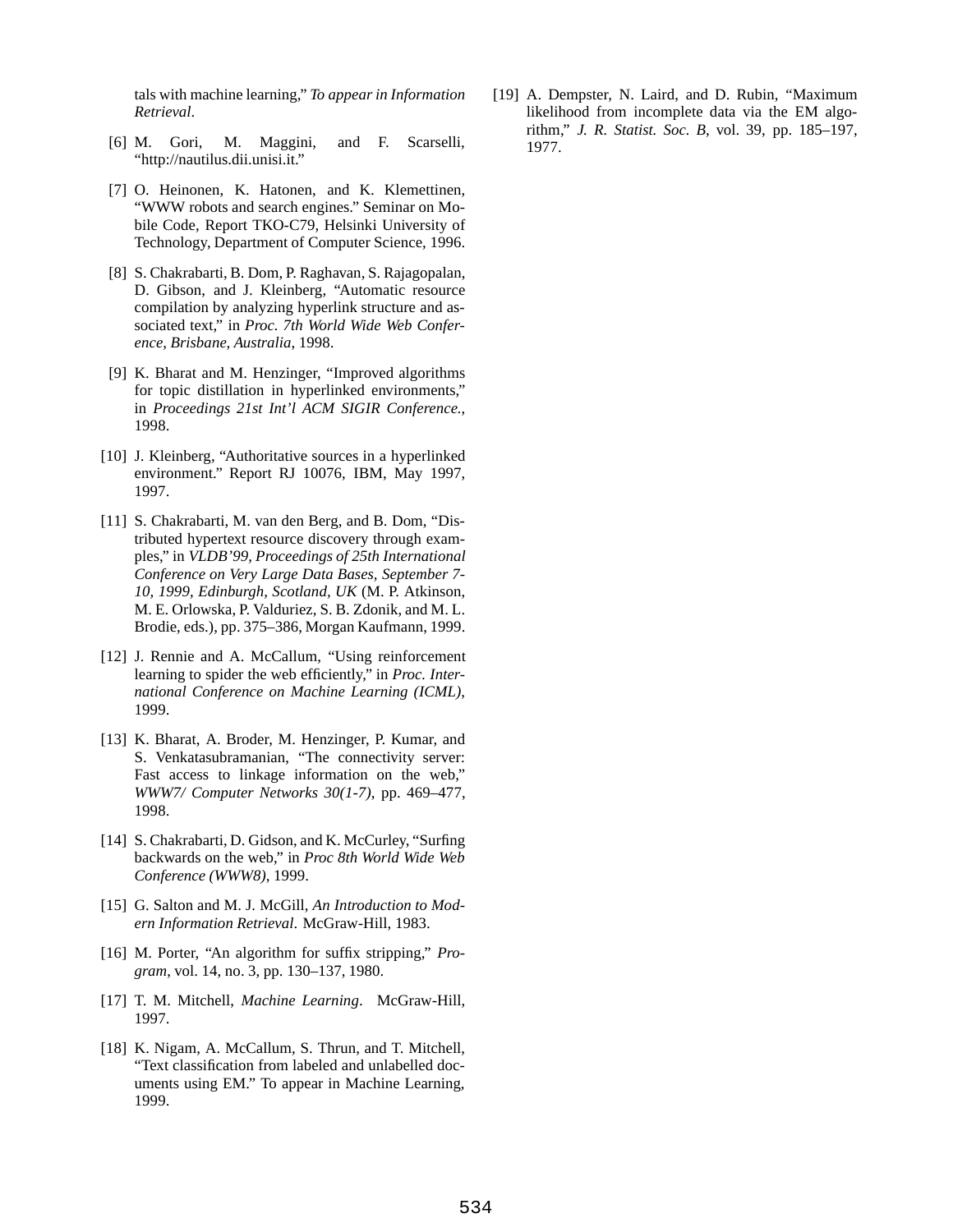tals with machine learning," *To appear in Information Retrieval*.

[6] M. Gori, M. Maggini, and F. Scarselli, "http://nautilus.dii.unisi.it."

[7] O. Heinonen, K. Hatonen, and K. Klemettinen, "WWW robots and search engines." Seminar on Mobile Code, Report TKO-C79, Helsinki University of Technology, Department of Computer Science, 1996.

[8] S. Chakrabarti, B. Dom, P. Raghavan, S. Rajagopalan, D. Gibson, and J. Kleinberg, "Automatic resource compilation by analyzing hyperlink structure and associated text," in *Proc. 7th World Wide Web Conference, Brisbane, Australia*, 1998.

[9] K. Bharat and M. Henzinger, "Improved algorithms for topic distillation in hyperlinked environments," in *Proceedings 21st Int'l ACM SIGIR Conference.*, 1998.

[10] J. Kleinberg, "Authoritative sources in a hyperlinked environment." Report RJ 10076, IBM, May 1997, 1997.

[11] S. Chakrabarti, M. van den Berg, and B. Dom, "Distributed hypertext resource discovery through examples," in *VLDB'99, Proceedings of 25th International Conference on Very Large Data Bases, September 7-10, 1999, Edinburgh, Scotland, UK* (M. P. Atkinson, M. E. Orlowska, P. Valduriez, S. B. Zdonik, and M. L. Brodie, eds.), pp. 375–386, Morgan Kaufmann, 1999.

[12] J. Rennie and A. McCallum, "Using reinforcement learning to spider the web efficiently," in *Proc. International Conference on Machine Learning (ICML)*, 1999.

[13] K. Bharat, A. Broder, M. Henzinger, P. Kumar, and S. Venkatasubramanian, "The connectivity server: Fast access to linkage information on the web," *WWW7/ Computer Networks 30(1-7)*, pp. 469–477, 1998.

[14] S. Chakrabarti, D. Gidson, and K. McCurley, "Surfing backwards on the web," in *Proc 8th World Wide Web Conference (WWW8)*, 1999.

[15] G. Salton and M. J. McGill, *An Introduction to Modern Information Retrieval*. McGraw-Hill, 1983.

[16] M. Porter, "An algorithm for suffix stripping," *Program*, vol. 14, no. 3, pp. 130–137, 1980.

[17] T. M. Mitchell, *Machine Learning*. McGraw-Hill, 1997.

[18] K. Nigam, A. McCallum, S. Thrun, and T. Mitchell, "Text classification from labeled and unlabelled documents using EM." To appear in Machine Learning, 1999.

[19] A. Dempster, N. Laird, and D. Rubin, "Maximum likelihood from incomplete data via the EM algorithm," *J. R. Statist. Soc. B*, vol. 39, pp. 185–197, 1977.